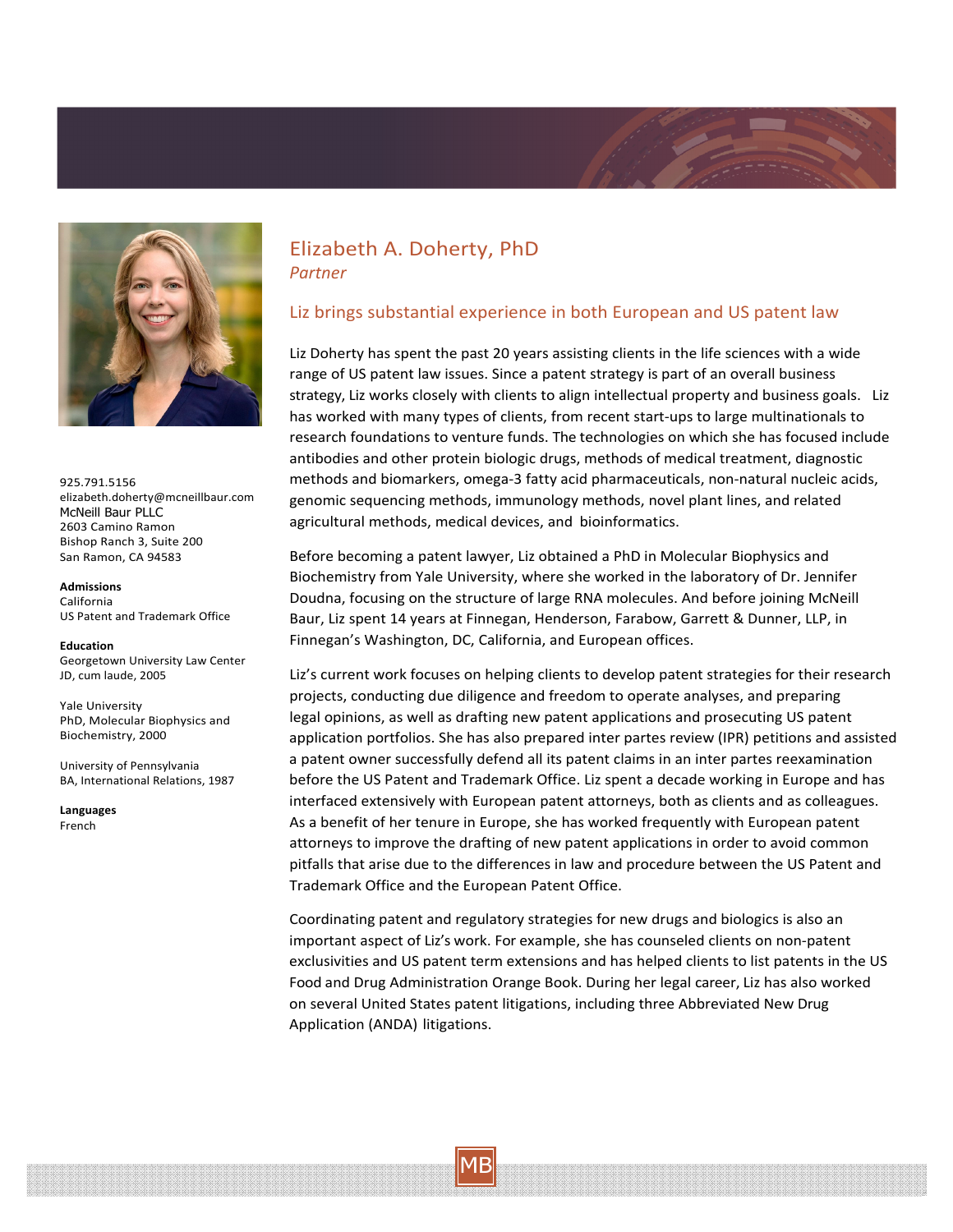# Elizabeth A. Doherty, PhD

*Partner*

## Liz brings substantial experience in both European and US patent law

Liz Doherty has spent the past 20 years assisting clients in the life sciences with a wide range of US patent law issues. Since a patent strategy is part of an overall business strategy, Liz works closely with clients to align intellectual property and business goals. Liz has worked with many types of clients, from recent start-ups to large multinationals to research foundations to venture funds. The technologies on which she has focused include antibodies and other protein biologic drugs, methods of medical treatment, diagnostic methods and biomarkers, omega-3 fatty acid pharmaceuticals, non-natural nucleic acids, genomic sequencing methods, immunology methods, novel plant lines, and related agricultural methods, medical devices, and bioinformatics.

Before becoming a patent lawyer, Liz obtained a PhD in Molecular Biophysics and Biochemistry from Yale University, where she worked in the laboratory of Dr. Jennifer Doudna, focusing on the structure of large RNA molecules. And before joining McNeill Baur, Liz spent 14 years at Finnegan, Henderson, Farabow, Garrett & Dunner, LLP, in Finnegan's Washington, DC, California, and European offices.

Liz's current work focuses on helping clients to develop patent strategies for their research projects, conducting due diligence and freedom to operate analyses, and preparing legal opinions, as well as drafting new patent applications and prosecuting US patent application portfolios. She has also prepared inter partes review (IPR) petitions and assisted a patent owner successfully defend all its patent claims in an inter partes reexamination before the US Patent and Trademark Office. Liz spent a decade working in Europe and has interfaced extensively with European patent attorneys, both as clients and as colleagues. As a benefit of her tenure in Europe, she has worked frequently with European patent attorneys to improve the drafting of new patent applications in order to avoid common pitfalls that arise due to the differences in law and procedure between the US Patent and Trademark Office and the European Patent Office.

Coordinating patent and regulatory strategies for new drugs and biologics is also an important aspect of Liz's work. For example, she has counseled clients on non-patent exclusivities and US patent term extensions and has helped clients to list patents in the US Food and Drug Administration Orange Book. During her legal career, Liz has also worked on several United States patent litigations, including three Abbreviated New Drug Application (ANDA) litigations.

925.791.5156
elizabeth.doherty@mcneillbaur.com
McNeill Baur PLLC
2603 Camino Ramon
Bishop Ranch 3, Suite 200
San Ramon, CA 94583

**Admissions**
California
US Patent and Trademark Office

**Education**
Georgetown University Law Center
JD, cum laude, 2005

Yale University
PhD, Molecular Biophysics and Biochemistry, 2000

University of Pennsylvania
BA, International Relations, 1987

**Languages**
French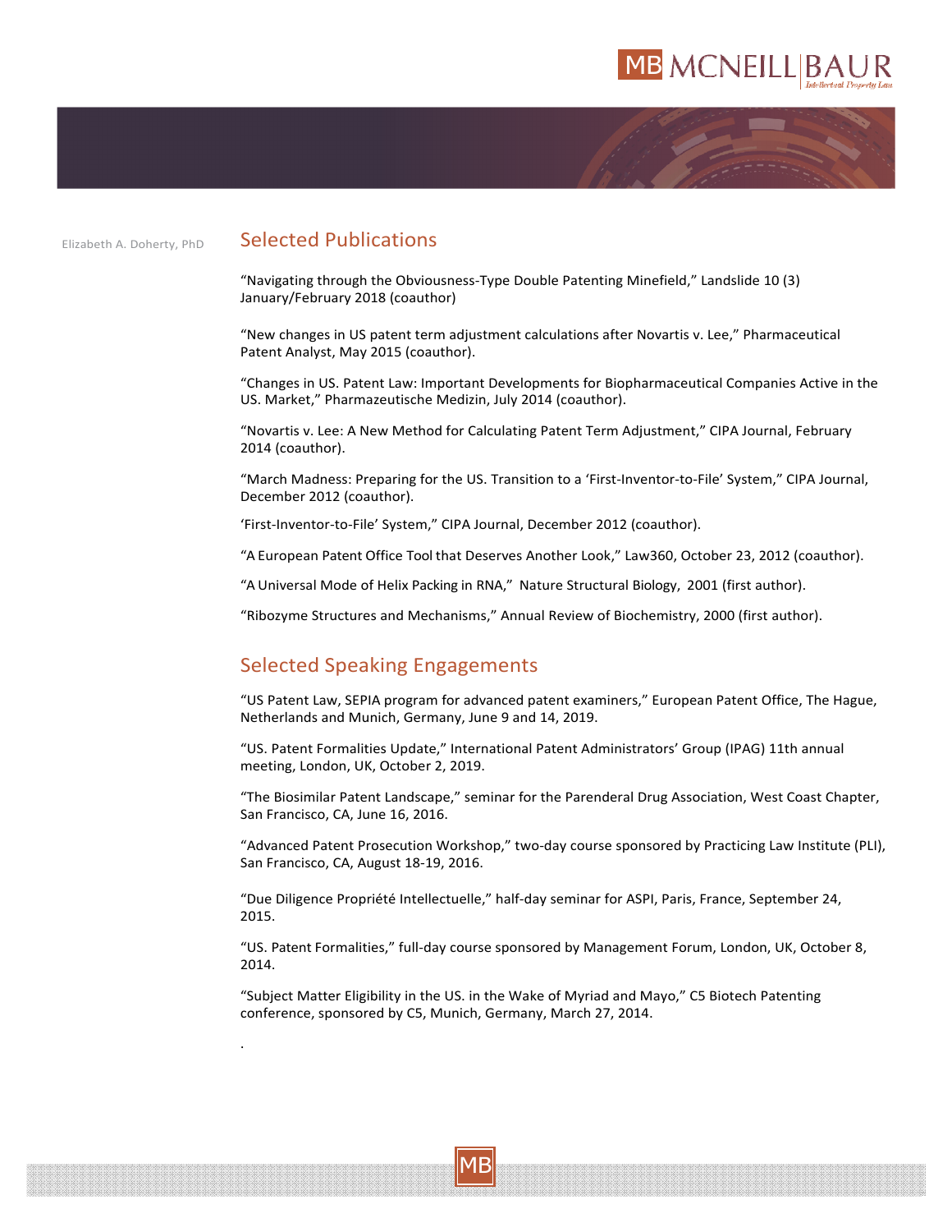Elizabeth A. Doherty, PhD

## Selected Publications

"Navigating through the Obviousness-Type Double Patenting Minefield," Landslide 10 (3) January/February 2018 (coauthor)

"New changes in US patent term adjustment calculations after Novartis v. Lee," Pharmaceutical Patent Analyst, May 2015 (coauthor).

"Changes in US. Patent Law: Important Developments for Biopharmaceutical Companies Active in the US. Market," Pharmazeutische Medizin, July 2014 (coauthor).

"Novartis v. Lee: A New Method for Calculating Patent Term Adjustment," CIPA Journal, February 2014 (coauthor).

"March Madness: Preparing for the US. Transition to a 'First-Inventor-to-File' System," CIPA Journal, December 2012 (coauthor).

'First-Inventor-to-File' System," CIPA Journal, December 2012 (coauthor).

"A European Patent Office Tool that Deserves Another Look," Law360, October 23, 2012 (coauthor).

"A Universal Mode of Helix Packing in RNA," Nature Structural Biology, 2001 (first author).

"Ribozyme Structures and Mechanisms," Annual Review of Biochemistry, 2000 (first author).

## Selected Speaking Engagements

"US Patent Law, SEPIA program for advanced patent examiners," European Patent Office, The Hague, Netherlands and Munich, Germany, June 9 and 14, 2019.

"US. Patent Formalities Update," International Patent Administrators' Group (IPAG) 11th annual meeting, London, UK, October 2, 2019.

"The Biosimilar Patent Landscape," seminar for the Parenderal Drug Association, West Coast Chapter, San Francisco, CA, June 16, 2016.

"Advanced Patent Prosecution Workshop," two-day course sponsored by Practicing Law Institute (PLI), San Francisco, CA, August 18-19, 2016.

"Due Diligence Propriété Intellectuelle," half-day seminar for ASPI, Paris, France, September 24, 2015.

"US. Patent Formalities," full-day course sponsored by Management Forum, London, UK, October 8, 2014.

"Subject Matter Eligibility in the US. in the Wake of Myriad and Mayo," C5 Biotech Patenting conference, sponsored by C5, Munich, Germany, March 27, 2014.

.